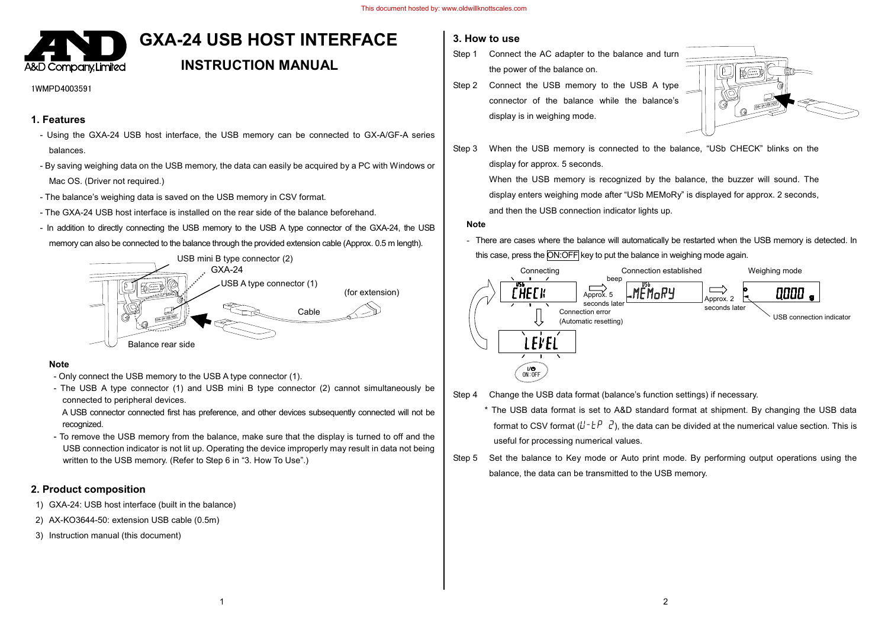This document hosted by: www.oldwillknottscales.com

# GXA-24 USB HOST INTERFACE

## INSTRUCTION MANUAL

1WMPD4003591

### 1. Features

- Using the GXA-24 USB host interface, the USB memory can be connected to GX-A/GF-A series balances.
- By saving weighing data on the USB memory, the data can easily be acquired by a PC with Windows or Mac OS. (Driver not required.)
- The balance's weighing data is saved on the USB memory in CSV format.
- The GXA-24 USB host interface is installed on the rear side of the balance beforehand.
- In addition to directly connecting the USB memory to the USB A type connector of the GXA-24, the USB memory can also be connected to the balance through the provided extension cable (Approx. 0.5 m length).

USB mini B type connector (2)
GXA-24
USB A type connector (1)
(for extension)
Cable
Balance rear side

**Note**

- Only connect the USB memory to the USB A type connector (1).
- The USB A type connector (1) and USB mini B type connector (2) cannot simultaneously be connected to peripheral devices.
  A USB connector connected first has preference, and other devices subsequently connected will not be recognized.
- To remove the USB memory from the balance, make sure that the display is turned to off and the USB connection indicator is not lit up. Operating the device improperly may result in data not being written to the USB memory. (Refer to Step 6 in "3. How To Use".)

### 2. Product composition

1) GXA-24: USB host interface (built in the balance)
2) AX-KO3644-50: extension USB cable (0.5m)
3) Instruction manual (this document)

### 3. How to use

Step 1 Connect the AC adapter to the balance and turn the power of the balance on.

Step 2 Connect the USB memory to the USB A type connector of the balance while the balance's display is in weighing mode.

Step 3 When the USB memory is connected to the balance, "USb CHECK" blinks on the display for approx. 5 seconds.
When the USB memory is recognized by the balance, the buzzer will sound. The display enters weighing mode after "USb MEMoRy" is displayed for approx. 2 seconds, and then the USB connection indicator lights up.

**Note**

- There are cases where the balance will automatically be restarted when the USB memory is detected. In this case, press the ON:OFF key to put the balance in weighing mode again.

Connecting — USb CHECK — beep, Approx. 5 seconds later — Connection established — USb MEMoRY — Approx. 2 seconds later — Weighing mode — 0.000 g — USB connection indicator
Connection error (Automatic resetting) — LEVEL — ON:OFF

Step 4 Change the USB data format (balance's function settings) if necessary.
\* The USB data format is set to A&D standard format at shipment. By changing the USB data format to CSV format (U-tP 2), the data can be divided at the numerical value section. This is useful for processing numerical values.

Step 5 Set the balance to Key mode or Auto print mode. By performing output operations using the balance, the data can be transmitted to the USB memory.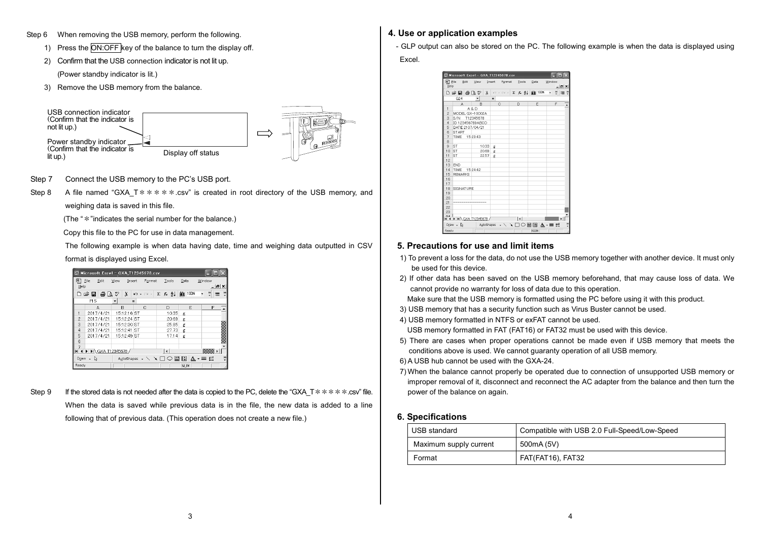Step 6 When removing the USB memory, perform the following.

1) Press the ON:OFF key of the balance to turn the display off.
2) Confirm that the USB connection indicator is not lit up.
   (Power standby indicator is lit.)
3) Remove the USB memory from the balance.

USB connection indicator
(Confirm that the indicator is not lit up.)

Power standby indicator
(Confirm that the indicator is lit up.)

Display off status

Step 7 Connect the USB memory to the PC's USB port.

Step 8 A file named "GXA_T＊＊＊＊＊.csv" is created in root directory of the USB memory, and weighing data is saved in this file.

(The "＊"indicates the serial number for the balance.)

Copy this file to the PC for use in data management.

The following example is when data having date, time and weighing data outputted in CSV format is displayed using Excel.

| | A | B | C | D | E |
|---|---|---|---|---|---|
| 1 | 2017/4/21 | 15:12:16 | ST | 10.35 | g |
| 2 | 2017/4/21 | 15:12:24 | ST | 20.69 | g |
| 3 | 2017/4/21 | 15:12:30 | ST | 25.85 | g |
| 4 | 2017/4/21 | 15:12:41 | ST | 27.73 | g |
| 5 | 2017/4/21 | 15:12:49 | ST | 17.14 | g |

Step 9 If the stored data is not needed after the data is copied to the PC, delete the "GXA_T＊＊＊＊＊.csv" file. When the data is saved while previous data is in the file, the new data is added to a line following that of previous data. (This operation does not create a new file.)

## 4. Use or application examples

- GLP output can also be stored on the PC. The following example is when the data is displayed using Excel.

| | A | B | C |
|---|---|---|---|
| 1 | A & D | | |
| 2 | MODEL GX-10002A | | |
| 3 | S/N T12345678 | | |
| 4 | ID 123456789ABCD | | |
| 5 | DATE 2107/04/21 | | |
| 6 | START | | |
| 7 | TIME 15:23:43 | | |
| 8 | | | |
| 9 | ST | 10.33 | g |
| 10 | ST | 20.69 | g |
| 11 | ST | 22.57 | g |
| 12 | | | |
| 13 | END | | |
| 14 | TIME 15:24:42 | | |
| 15 | REMARKS | | |
| 16 | | | |
| 17 | | | |
| 18 | SIGNATURE | | |
| 19 | | | |
| 20 | | | |
| 21 | ---------------- | | |

## 5. Precautions for use and limit items

1) To prevent a loss for the data, do not use the USB memory together with another device. It must only be used for this device.
2) If other data has been saved on the USB memory beforehand, that may cause loss of data. We cannot provide no warranty for loss of data due to this operation.
   Make sure that the USB memory is formatted using the PC before using it with this product.
3) USB memory that has a security function such as Virus Buster cannot be used.
4) USB memory formatted in NTFS or exFAT cannot be used.
   USB memory formatted in FAT (FAT16) or FAT32 must be used with this device.
5) There are cases when proper operations cannot be made even if USB memory that meets the conditions above is used. We cannot guaranty operation of all USB memory.
6) A USB hub cannot be used with the GXA-24.
7) When the balance cannot properly be operated due to connection of unsupported USB memory or improper removal of it, disconnect and reconnect the AC adapter from the balance and then turn the power of the balance on again.

## 6. Specifications

| | |
|---|---|
| USB standard | Compatible with USB 2.0 Full-Speed/Low-Speed |
| Maximum supply current | 500mA (5V) |
| Format | FAT(FAT16), FAT32 |